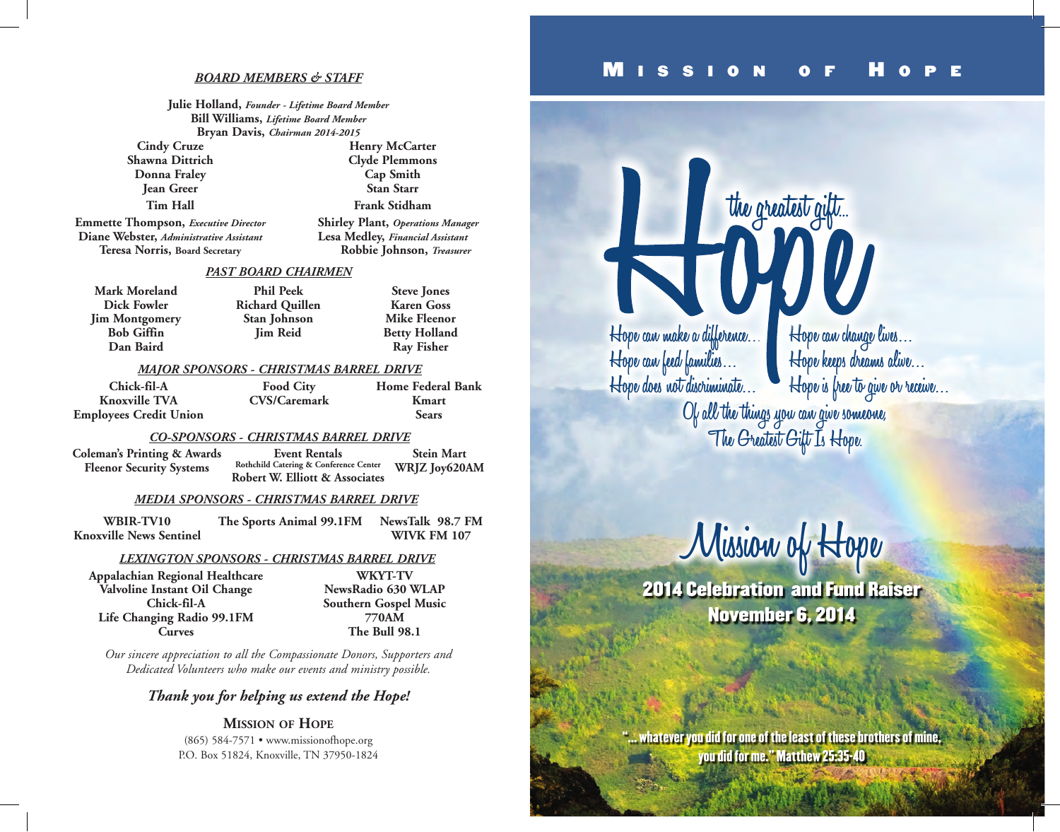## BOARD MEMBERS & STAFF

**Julie Holland,** *Founder - Lifetime Board Member*
**Bill Williams,** *Lifetime Board Member*
**Bryan Davis,** *Chairman 2014-2015*

**Cindy Cruze**
**Shawna Dittrich**
**Donna Fraley**
**Jean Greer**
**Tim Hall**
**Henry McCarter**
**Clyde Plemmons**
**Cap Smith**
**Stan Starr**
**Frank Stidham**

**Emmette Thompson,** *Executive Director*
**Diane Webster,** *Administrative Assistant*
**Teresa Norris,** Board Secretary
**Shirley Plant,** *Operations Manager*
**Lesa Medley,** *Financial Assistant*
**Robbie Johnson,** *Treasurer*

## PAST BOARD CHAIRMEN

**Mark Moreland**
**Dick Fowler**
**Jim Montgomery**
**Bob Giffin**
**Dan Baird**
**Phil Peek**
**Richard Quillen**
**Stan Johnson**
**Jim Reid**
**Steve Jones**
**Karen Goss**
**Mike Fleenor**
**Betty Holland**
**Ray Fisher**

## MAJOR SPONSORS - CHRISTMAS BARREL DRIVE

**Chick-fil-A**
**Knoxville TVA Employees Credit Union**
**Food City**
**CVS/Caremark**
**Home Federal Bank**
**Kmart**
**Sears**

## CO-SPONSORS - CHRISTMAS BARREL DRIVE

**Coleman's Printing & Awards**
**Fleenor Security Systems**
**Event Rentals**
**Rothchild Catering & Conference Center**
**Robert W. Elliott & Associates**
**Stein Mart**
**WRJZ Joy620AM**

## MEDIA SPONSORS - CHRISTMAS BARREL DRIVE

**WBIR-TV10**
**Knoxville News Sentinel**
**The Sports Animal 99.1FM**
**NewsTalk 98.7 FM**
**WIVK FM 107**

## LEXINGTON SPONSORS - CHRISTMAS BARREL DRIVE

**Appalachian Regional Healthcare**
**Valvoline Instant Oil Change**
**Chick-fil-A**
**Life Changing Radio 99.1FM**
**Curves**
**WKYT-TV**
**NewsRadio 630 WLAP**
**Southern Gospel Music 770AM**
**The Bull 98.1**

*Our sincere appreciation to all the Compassionate Donors, Supporters and Dedicated Volunteers who make our events and ministry possible.*

***Thank you for helping us extend the Hope!***

**MISSION OF HOPE**
(865) 584-7571 • www.missionofhope.org
P.O. Box 51824, Knoxville, TN 37950-1824

# MISSION OF HOPE

## Hope the greatest gift...

Hope can make a difference...
Hope can feed families...
Hope does not discriminate...
Hope can change lives...
Hope keeps dreams alive...
Hope is free to give or receive...
Of all the things you can give someone,
The Greatest Gift Is Hope.

# Mission of Hope

## 2014 Celebration and Fund Raiser
## November 6, 2014

"...whatever you did for one of the least of these brothers of mine, you did for me." Matthew 25:35-40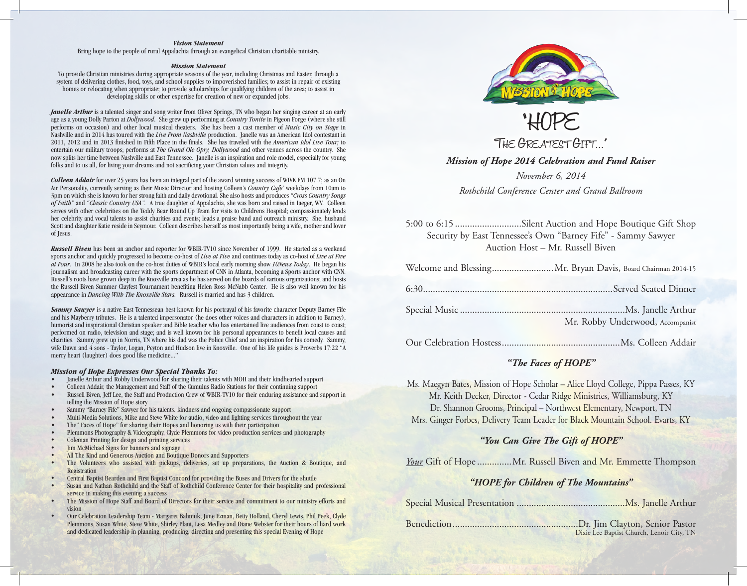***Vision Statement***

Bring hope to the people of rural Appalachia through an evangelical Christian charitable ministry.

***Mission Statement***

To provide Christian ministries during appropriate seasons of the year, including Christmas and Easter, through a system of delivering clothes, food, toys, and school supplies to impoverished families; to assist in repair of existing homes or relocating when appropriate; to provide scholarships for qualifying children of the area; to assist in developing skills or other expertise for creation of new or expanded jobs.

***Janelle Arthur*** is a talented singer and song writer from Oliver Springs, TN who began her singing career at an early age as a young Dolly Parton at *Dollywood*. She grew up performing at *Country Tonite* in Pigeon Forge (where she still performs on occasion) and other local musical theaters. She has been a cast member of *Music City on Stage* in Nashville and in 2014 has toured with the *Live From Nashville* production. Janelle was an American Idol contestant in 2011, 2012 and in 2013 finished in Fifth Place in the finals. She has traveled with the *American Idol Live Tour;* to entertain our military troops; performs at *The Grand Ole Opry, Dollywood* and other venues across the country. She now splits her time between Nashville and East Tennessee. Janelle is an inspiration and role model, especially for young folks and to us all, for living your dreams and not sacrificing your Christian values and integrity.

***Colleen Addair*** for over 25 years has been an integral part of the award winning success of WIVK FM 107.7; as an On Air Personality, currently serving as their Music Director and hosting Colleen's *Country Cafe'* weekdays from 10am to 3pm on which she is known for her strong faith and daily devotional. She also hosts and produces *"Cross Country Songs of Faith"* and *"Classic Country USA"*. A true daughter of Appalachia, she was born and raised in Iaeger, WV. Colleen serves with other celebrities on the Teddy Bear Round Up Team for visits to Childrens Hospital; compassionately lends her celebrity and vocal talents to assist charities and events; leads a praise band and outreach ministry. She, husband Scott and daughter Katie reside in Seymour. Colleen describes herself as most importantly being a wife, mother and lover of Jesus.

***Russell Biven*** has been an anchor and reporter for WBIR-TV10 since November of 1999. He started as a weekend sports anchor and quickly progressed to become co-host of *Live at Five* and continues today as co-host of *Live at Five at Four*. In 2008 he also took on the co-host duties of WBIR's local early morning show *10News Today*. He began his journalism and broadcasting career with the sports department of CNN in Atlanta, becoming a Sports anchor with CNN. Russell's roots have grown deep in the Knoxville area as he has served on the boards of various organizations; and hosts the Russell Biven Summer Clayfest Tournament benefiting Helen Ross McNabb Center. He is also well known for his appearance in *Dancing With The Knoxville Stars*. Russell is married and has 3 children.

***Sammy Sawyer*** is a native East Tennessean best known for his portrayal of his favorite character Deputy Barney Fife and his Mayberry tributes. He is a talented impersonator (he does other voices and characters in addition to Barney), humorist and inspirational Christian speaker and Bible teacher who has entertained live audiences from coast to coast; performed on radio, television and stage; and is well known for his personal appearances to benefit local causes and charities. Sammy grew up in Norris, TN where his dad was the Police Chief and an inspiration for his comedy. Sammy, wife Dawn and 4 sons - Taylor, Logan, Peyton and Hudson live in Knoxville. One of his life guides is Proverbs 17:22 "A merry heart (laughter) does good like medicine..."

***Mission of Hope Expresses Our Special Thanks To:***

- Janelle Arthur and Robby Underwood for sharing their talents with MOH and their kindhearted support
- Colleen Addair, the Management and Staff of the Cumulus Radio Stations for their continuing support
- Russell Biven, Jeff Lee, the Staff and Production Crew of WBIR-TV10 for their enduring assistance and support in telling the Mission of Hope story
- Sammy "Barney Fife" Sawyer for his talents. kindness and ongoing compassionate support
- Multi-Media Solutions, Mike and Steve White for audio, video and lighting services throughout the year
- The" Faces of Hope" for sharing their Hopes and honoring us with their participation
- Plemmons Photography & Videography, Clyde Plemmons for video production services and photography
- Coleman Printing for design and printing services
- Jim McMichael Signs for banners and signage
- All The Kind and Generous Auction and Boutique Donors and Supporters
- The Volunteers who assisted with pickups, deliveries, set up preparations, the Auction & Boutique, and Registration
- Central Baptist Bearden and First Baptist Concord for providing the Buses and Drivers for the shuttle
- Susan and Nathan Rothchild and the Staff of Rothchild Conference Center for their hospitality and professional service in making this evening a success
- The Mission of Hope Staff and Board of Directors for their service and commitment to our ministry efforts and vision
- Our Celebration Leadership Team - Margaret Bahniuk, June Ezman, Betty Holland, Cheryl Lewis, Phil Peek, Clyde Plemmons, Susan White, Steve White, Shirley Plant, Lesa Medley and Diane Webster for their hours of hard work and dedicated leadership in planning, producing, directing and presenting this special Evening of Hope

MISSION OF HOPE

# "HOPE
## The Greatest Gift..."

***Mission of Hope 2014 Celebration and Fund Raiser***

*November 6, 2014*

*Rothchild Conference Center and Grand Ballroom*

5:00 to 6:15 ........................... Silent Auction and Hope Boutique Gift Shop
Security by East Tennessee's Own "Barney Fife" - Sammy Sawyer
Auction Host – Mr. Russell Biven

Welcome and Blessing......................... Mr. Bryan Davis, Board Chairman 2014-15

6:30............................................................................ Served Seated Dinner

Special Music .................................................................. Ms. Janelle Arthur
Mr. Robby Underwood, Accompanist

Our Celebration Hostess................................................ Ms. Colleen Addair

### *"The Faces of HOPE"*

Ms. Maegyn Bates, Mission of Hope Scholar – Alice Lloyd College, Pippa Passes, KY
Mr. Keith Decker, Director - Cedar Ridge Ministries, Williamsburg, KY
Dr. Shannon Grooms, Principal – Northwest Elementary, Newport, TN
Mrs. Ginger Forbes, Delivery Team Leader for Black Mountain School. Evarts, KY

### *"You Can Give The Gift of HOPE"*

*Your* Gift of Hope .............Mr. Russell Biven and Mr. Emmette Thompson

### *"HOPE for Children of The Mountains"*

Special Musical Presentation ........................................... Ms. Janelle Arthur

Benediction.................................................. Dr. Jim Clayton, Senior Pastor
Dixie Lee Baptist Church, Lenoir City, TN